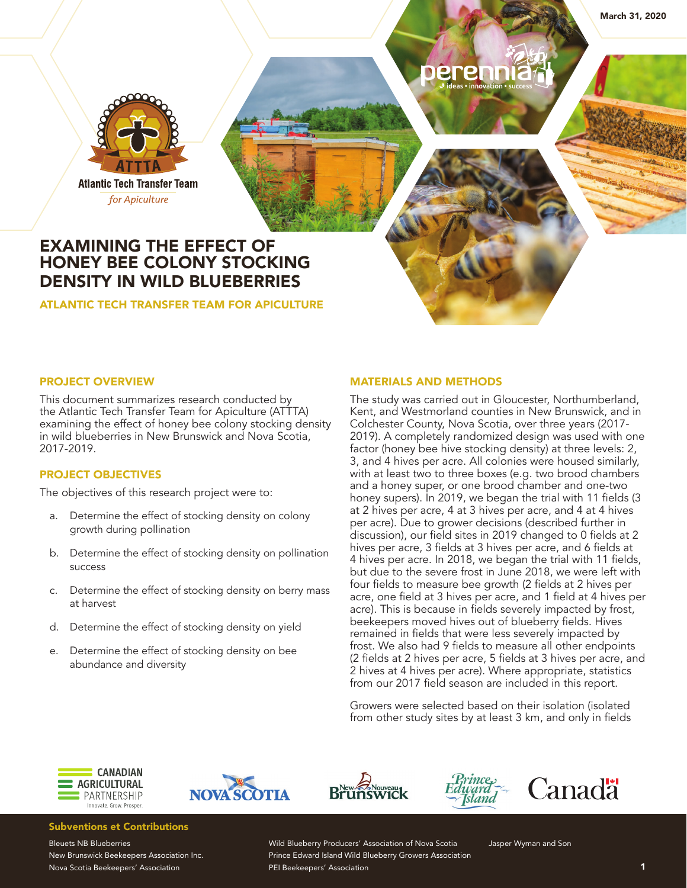March 31, 2020

# EXAMINING THE EFFECT OF HONEY BEE COLONY STOCKING DENSITY IN WILD BLUEBERRIES

## ATLANTIC TECH TRANSFER TEAM FOR APICULTURE

### PROJECT OVERVIEW

This document summarizes research conducted by the Atlantic Tech Transfer Team for Apiculture (ATTTA) examining the effect of honey bee colony stocking density in wild blueberries in New Brunswick and Nova Scotia, 2017-2019.

### PROJECT OBJECTIVES

The objectives of this research project were to:

a. Determine the effect of stocking density on colony growth during pollination

b. Determine the effect of stocking density on pollination success

c. Determine the effect of stocking density on berry mass at harvest

d. Determine the effect of stocking density on yield

e. Determine the effect of stocking density on bee abundance and diversity

### MATERIALS AND METHODS

The study was carried out in Gloucester, Northumberland, Kent, and Westmorland counties in New Brunswick, and in Colchester County, Nova Scotia, over three years (2017-2019). A completely randomized design was used with one factor (honey bee hive stocking density) at three levels: 2, 3, and 4 hives per acre. All colonies were housed similarly, with at least two to three boxes (e.g. two brood chambers and a honey super, or one brood chamber and one-two honey supers). In 2019, we began the trial with 11 fields (3 at 2 hives per acre, 4 at 3 hives per acre, and 4 at 4 hives per acre). Due to grower decisions (described further in discussion), our field sites in 2019 changed to 0 fields at 2 hives per acre, 3 fields at 3 hives per acre, and 6 fields at 4 hives per acre. In 2018, we began the trial with 11 fields, but due to the severe frost in June 2018, we were left with four fields to measure bee growth (2 fields at 2 hives per acre, one field at 3 hives per acre, and 1 field at 4 hives per acre). This is because in fields severely impacted by frost, beekeepers moved hives out of blueberry fields. Hives remained in fields that were less severely impacted by frost. We also had 9 fields to measure all other endpoints (2 fields at 2 hives per acre, 5 fields at 3 hives per acre, and 2 hives at 4 hives per acre). Where appropriate, statistics from our 2017 field season are included in this report.

Growers were selected based on their isolation (isolated from other study sites by at least 3 km, and only in fields

**Subventions et Contributions**

Bleuets NB Blueberries
New Brunswick Beekeepers Association Inc.
Nova Scotia Beekeepers' Association
Wild Blueberry Producers' Association of Nova Scotia
Prince Edward Island Wild Blueberry Growers Association
PEI Beekeepers' Association
Jasper Wyman and Son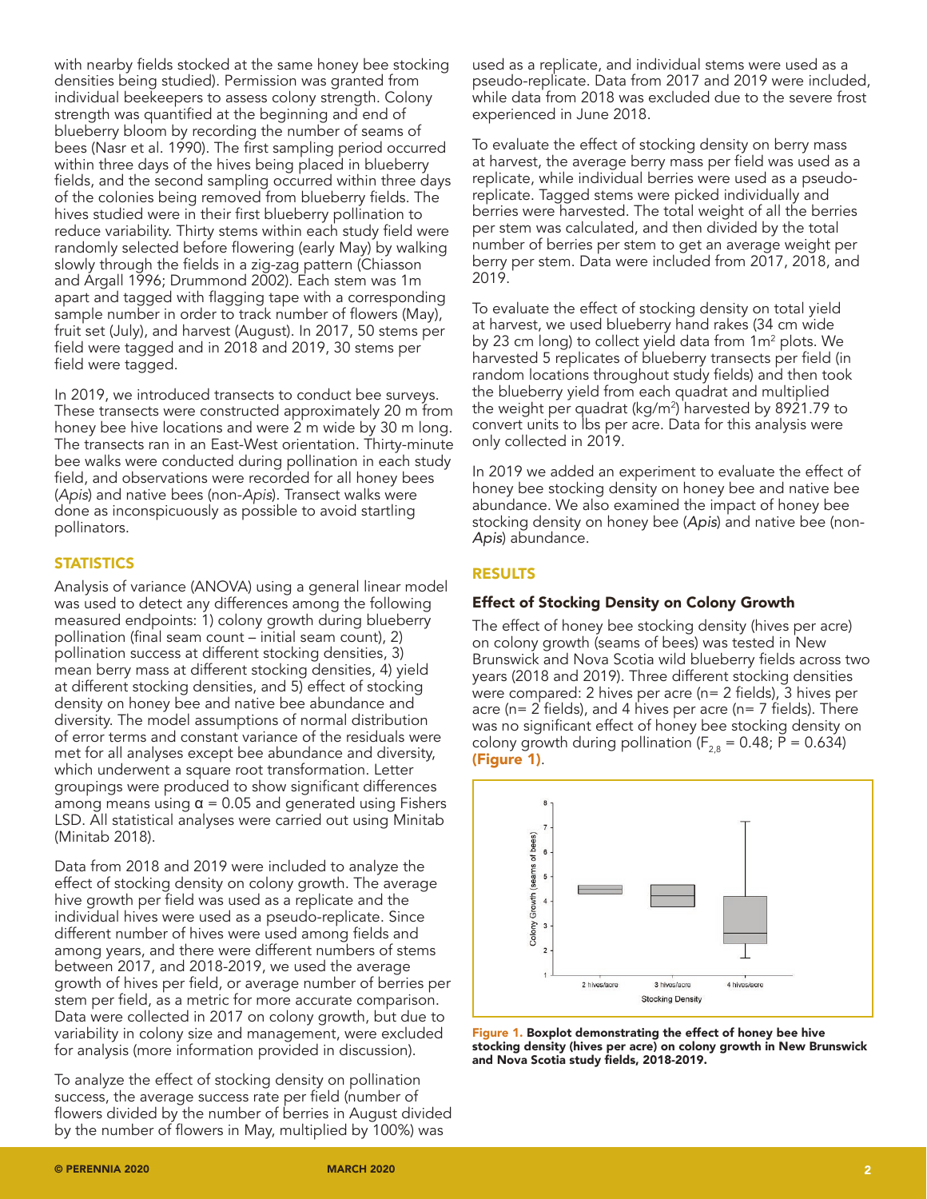with nearby fields stocked at the same honey bee stocking densities being studied). Permission was granted from individual beekeepers to assess colony strength. Colony strength was quantified at the beginning and end of blueberry bloom by recording the number of seams of bees (Nasr et al. 1990). The first sampling period occurred within three days of the hives being placed in blueberry fields, and the second sampling occurred within three days of the colonies being removed from blueberry fields. The hives studied were in their first blueberry pollination to reduce variability. Thirty stems within each study field were randomly selected before flowering (early May) by walking slowly through the fields in a zig-zag pattern (Chiasson and Argall 1996; Drummond 2002). Each stem was 1m apart and tagged with flagging tape with a corresponding sample number in order to track number of flowers (May), fruit set (July), and harvest (August). In 2017, 50 stems per field were tagged and in 2018 and 2019, 30 stems per field were tagged.

In 2019, we introduced transects to conduct bee surveys. These transects were constructed approximately 20 m from honey bee hive locations and were 2 m wide by 30 m long. The transects ran in an East-West orientation. Thirty-minute bee walks were conducted during pollination in each study field, and observations were recorded for all honey bees (*Apis*) and native bees (non-*Apis*). Transect walks were done as inconspicuously as possible to avoid startling pollinators.

## STATISTICS

Analysis of variance (ANOVA) using a general linear model was used to detect any differences among the following measured endpoints: 1) colony growth during blueberry pollination (final seam count – initial seam count), 2) pollination success at different stocking densities, 3) mean berry mass at different stocking densities, 4) yield at different stocking densities, and 5) effect of stocking density on honey bee and native bee abundance and diversity. The model assumptions of normal distribution of error terms and constant variance of the residuals were met for all analyses except bee abundance and diversity, which underwent a square root transformation. Letter groupings were produced to show significant differences among means using $\alpha = 0.05$ and generated using Fishers LSD. All statistical analyses were carried out using Minitab (Minitab 2018).

Data from 2018 and 2019 were included to analyze the effect of stocking density on colony growth. The average hive growth per field was used as a replicate and the individual hives were used as a pseudo-replicate. Since different number of hives were used among fields and among years, and there were different numbers of stems between 2017, and 2018-2019, we used the average growth of hives per field, or average number of berries per stem per field, as a metric for more accurate comparison. Data were collected in 2017 on colony growth, but due to variability in colony size and management, were excluded for analysis (more information provided in discussion).

To analyze the effect of stocking density on pollination success, the average success rate per field (number of flowers divided by the number of berries in August divided by the number of flowers in May, multiplied by 100%) was used as a replicate, and individual stems were used as a pseudo-replicate. Data from 2017 and 2019 were included, while data from 2018 was excluded due to the severe frost experienced in June 2018.

To evaluate the effect of stocking density on berry mass at harvest, the average berry mass per field was used as a replicate, while individual berries were used as a pseudo-replicate. Tagged stems were picked individually and berries were harvested. The total weight of all the berries per stem was calculated, and then divided by the total number of berries per stem to get an average weight per berry per stem. Data were included from 2017, 2018, and 2019.

To evaluate the effect of stocking density on total yield at harvest, we used blueberry hand rakes (34 cm wide by 23 cm long) to collect yield data from 1m$^2$ plots. We harvested 5 replicates of blueberry transects per field (in random locations throughout study fields) and then took the blueberry yield from each quadrat and multiplied the weight per quadrat (kg/m$^2$) harvested by 8921.79 to convert units to lbs per acre. Data for this analysis were only collected in 2019.

In 2019 we added an experiment to evaluate the effect of honey bee stocking density on honey bee and native bee abundance. We also examined the impact of honey bee stocking density on honey bee (*Apis*) and native bee (non-*Apis*) abundance.

## RESULTS

### Effect of Stocking Density on Colony Growth

The effect of honey bee stocking density (hives per acre) on colony growth (seams of bees) was tested in New Brunswick and Nova Scotia wild blueberry fields across two years (2018 and 2019). Three different stocking densities were compared: 2 hives per acre (n= 2 fields), 3 hives per acre (n= 2 fields), and 4 hives per acre (n= 7 fields). There was no significant effect of honey bee stocking density on colony growth during pollination ($F_{2,8} = 0.48$; $P = 0.634$) **(Figure 1)**.

**Figure 1. Boxplot demonstrating the effect of honey bee hive stocking density (hives per acre) on colony growth in New Brunswick and Nova Scotia study fields, 2018-2019.**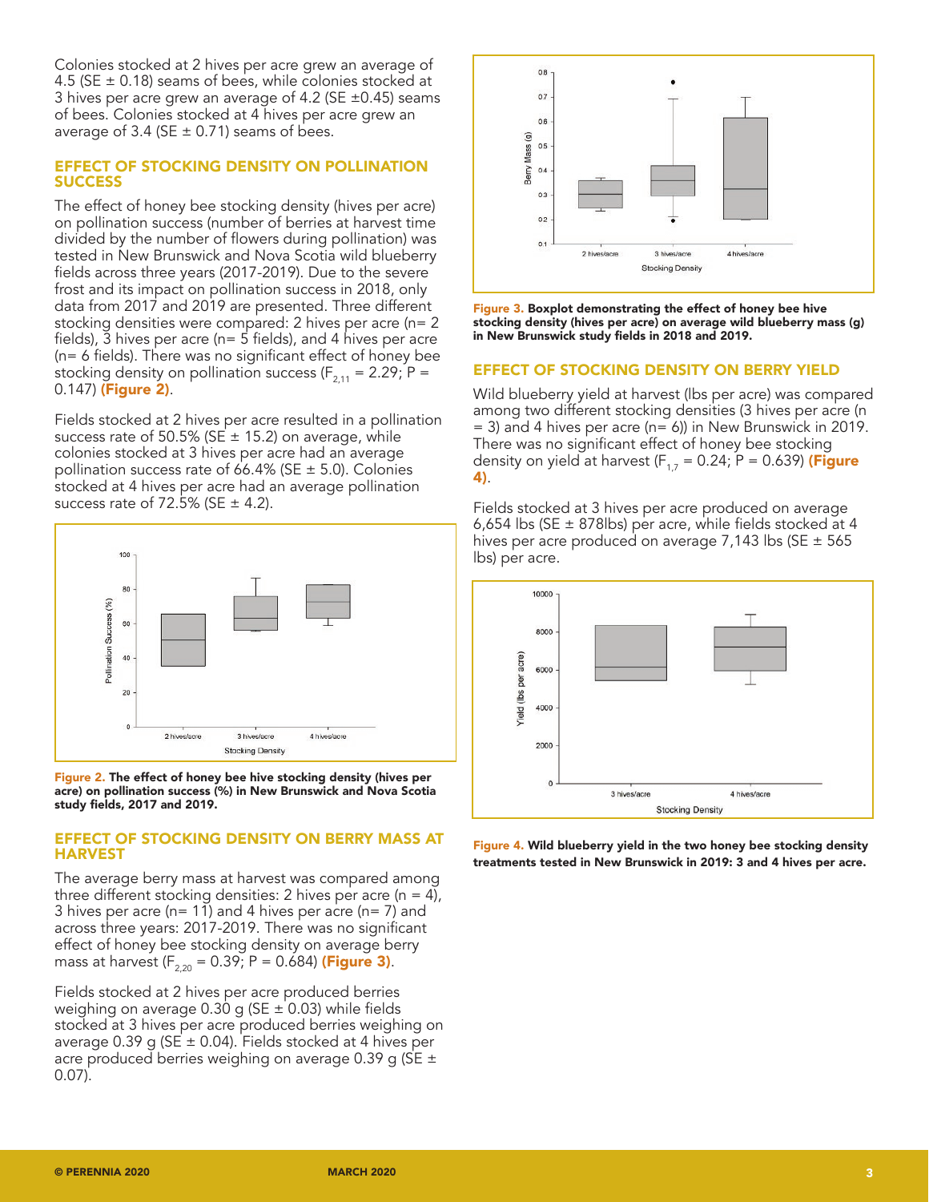Colonies stocked at 2 hives per acre grew an average of 4.5 (SE ± 0.18) seams of bees, while colonies stocked at 3 hives per acre grew an average of 4.2 (SE ±0.45) seams of bees. Colonies stocked at 4 hives per acre grew an average of 3.4 (SE ± 0.71) seams of bees.

## EFFECT OF STOCKING DENSITY ON POLLINATION SUCCESS

The effect of honey bee stocking density (hives per acre) on pollination success (number of berries at harvest time divided by the number of flowers during pollination) was tested in New Brunswick and Nova Scotia wild blueberry fields across three years (2017-2019). Due to the severe frost and its impact on pollination success in 2018, only data from 2017 and 2019 are presented. Three different stocking densities were compared: 2 hives per acre (n= 2 fields), 3 hives per acre (n= 5 fields), and 4 hives per acre (n= 6 fields). There was no significant effect of honey bee stocking density on pollination success ($F_{2,11}$ = 2.29; P = 0.147) **(Figure 2)**.

Fields stocked at 2 hives per acre resulted in a pollination success rate of 50.5% (SE ± 15.2) on average, while colonies stocked at 3 hives per acre had an average pollination success rate of 66.4% (SE ± 5.0). Colonies stocked at 4 hives per acre had an average pollination success rate of 72.5% (SE ± 4.2).

**Figure 2. The effect of honey bee hive stocking density (hives per acre) on pollination success (%) in New Brunswick and Nova Scotia study fields, 2017 and 2019.**

## EFFECT OF STOCKING DENSITY ON BERRY MASS AT HARVEST

The average berry mass at harvest was compared among three different stocking densities: 2 hives per acre (n = 4), 3 hives per acre (n= 11) and 4 hives per acre (n= 7) and across three years: 2017-2019. There was no significant effect of honey bee stocking density on average berry mass at harvest ($F_{2,20}$ = 0.39; P = 0.684) **(Figure 3)**.

Fields stocked at 2 hives per acre produced berries weighing on average 0.30 g (SE ± 0.03) while fields stocked at 3 hives per acre produced berries weighing on average 0.39 g (SE ± 0.04). Fields stocked at 4 hives per acre produced berries weighing on average 0.39 g (SE ± 0.07).

**Figure 3. Boxplot demonstrating the effect of honey bee hive stocking density (hives per acre) on average wild blueberry mass (g) in New Brunswick study fields in 2018 and 2019.**

## EFFECT OF STOCKING DENSITY ON BERRY YIELD

Wild blueberry yield at harvest (lbs per acre) was compared among two different stocking densities (3 hives per acre (n = 3) and 4 hives per acre (n= 6)) in New Brunswick in 2019. There was no significant effect of honey bee stocking density on yield at harvest ($F_{1,7}$ = 0.24; P = 0.639) **(Figure 4)**.

Fields stocked at 3 hives per acre produced on average 6,654 lbs (SE ± 878lbs) per acre, while fields stocked at 4 hives per acre produced on average 7,143 lbs (SE ± 565 lbs) per acre.

**Figure 4. Wild blueberry yield in the two honey bee stocking density treatments tested in New Brunswick in 2019: 3 and 4 hives per acre.**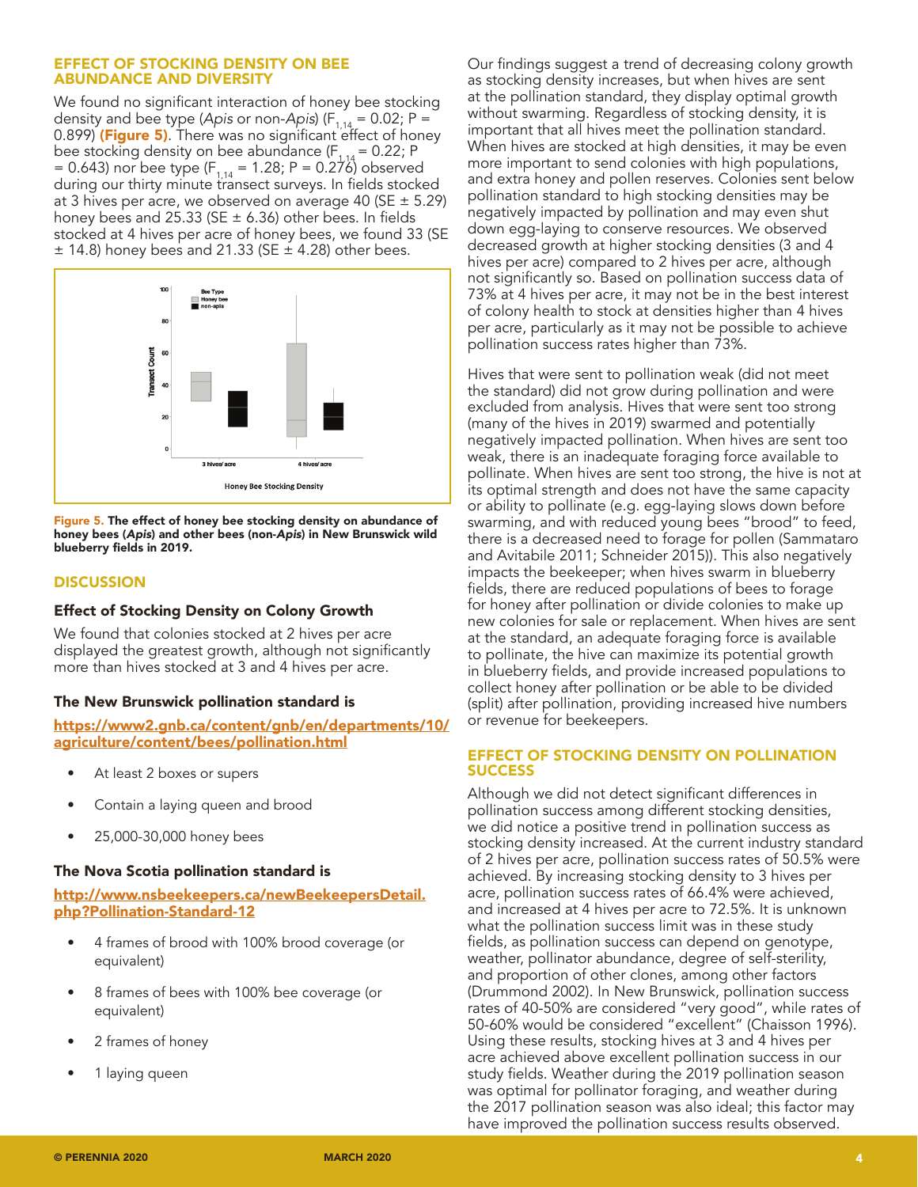## EFFECT OF STOCKING DENSITY ON BEE ABUNDANCE AND DIVERSITY

We found no significant interaction of honey bee stocking density and bee type (*Apis* or non-*Apis*) ($F_{1,14}$ = 0.02; P = 0.899) **(Figure 5)**. There was no significant effect of honey bee stocking density on bee abundance ($F_{1,14}$ = 0.22; P = 0.643) nor bee type ($F_{1,14}$ = 1.28; P = 0.276) observed during our thirty minute transect surveys. In fields stocked at 3 hives per acre, we observed on average 40 (SE ± 5.29) honey bees and 25.33 (SE ± 6.36) other bees. In fields stocked at 4 hives per acre of honey bees, we found 33 (SE ± 14.8) honey bees and 21.33 (SE ± 4.28) other bees.

**Figure 5. The effect of honey bee stocking density on abundance of honey bees (*Apis*) and other bees (non-*Apis*) in New Brunswick wild blueberry fields in 2019.**

## DISCUSSION

### Effect of Stocking Density on Colony Growth

We found that colonies stocked at 2 hives per acre displayed the greatest growth, although not significantly more than hives stocked at 3 and 4 hives per acre.

**The New Brunswick pollination standard is**

https://www2.gnb.ca/content/gnb/en/departments/10/agriculture/content/bees/pollination.html

- At least 2 boxes or supers
- Contain a laying queen and brood
- 25,000-30,000 honey bees

**The Nova Scotia pollination standard is**

http://www.nsbeekeepers.ca/newBeekeepersDetail.php?Pollination-Standard-12

- 4 frames of brood with 100% brood coverage (or equivalent)
- 8 frames of bees with 100% bee coverage (or equivalent)
- 2 frames of honey
- 1 laying queen

Our findings suggest a trend of decreasing colony growth as stocking density increases, but when hives are sent at the pollination standard, they display optimal growth without swarming. Regardless of stocking density, it is important that all hives meet the pollination standard. When hives are stocked at high densities, it may be even more important to send colonies with high populations, and extra honey and pollen reserves. Colonies sent below pollination standard to high stocking densities may be negatively impacted by pollination and may even shut down egg-laying to conserve resources. We observed decreased growth at higher stocking densities (3 and 4 hives per acre) compared to 2 hives per acre, although not significantly so. Based on pollination success data of 73% at 4 hives per acre, it may not be in the best interest of colony health to stock at densities higher than 4 hives per acre, particularly as it may not be possible to achieve pollination success rates higher than 73%.

Hives that were sent to pollination weak (did not meet the standard) did not grow during pollination and were excluded from analysis. Hives that were sent too strong (many of the hives in 2019) swarmed and potentially negatively impacted pollination. When hives are sent too weak, there is an inadequate foraging force available to pollinate. When hives are sent too strong, the hive is not at its optimal strength and does not have the same capacity or ability to pollinate (e.g. egg-laying slows down before swarming, and with reduced young bees "brood" to feed, there is a decreased need to forage for pollen (Sammataro and Avitabile 2011; Schneider 2015)). This also negatively impacts the beekeeper; when hives swarm in blueberry fields, there are reduced populations of bees to forage for honey after pollination or divide colonies to make up new colonies for sale or replacement. When hives are sent at the standard, an adequate foraging force is available to pollinate, the hive can maximize its potential growth in blueberry fields, and provide increased populations to collect honey after pollination or be able to be divided (split) after pollination, providing increased hive numbers or revenue for beekeepers.

## EFFECT OF STOCKING DENSITY ON POLLINATION SUCCESS

Although we did not detect significant differences in pollination success among different stocking densities, we did notice a positive trend in pollination success as stocking density increased. At the current industry standard of 2 hives per acre, pollination success rates of 50.5% were achieved. By increasing stocking density to 3 hives per acre, pollination success rates of 66.4% were achieved, and increased at 4 hives per acre to 72.5%. It is unknown what the pollination success limit was in these study fields, as pollination success can depend on genotype, weather, pollinator abundance, degree of self-sterility, and proportion of other clones, among other factors (Drummond 2002). In New Brunswick, pollination success rates of 40-50% are considered "very good", while rates of 50-60% would be considered "excellent" (Chaisson 1996). Using these results, stocking hives at 3 and 4 hives per acre achieved above excellent pollination success in our study fields. Weather during the 2019 pollination season was optimal for pollinator foraging, and weather during the 2017 pollination season was also ideal; this factor may have improved the pollination success results observed.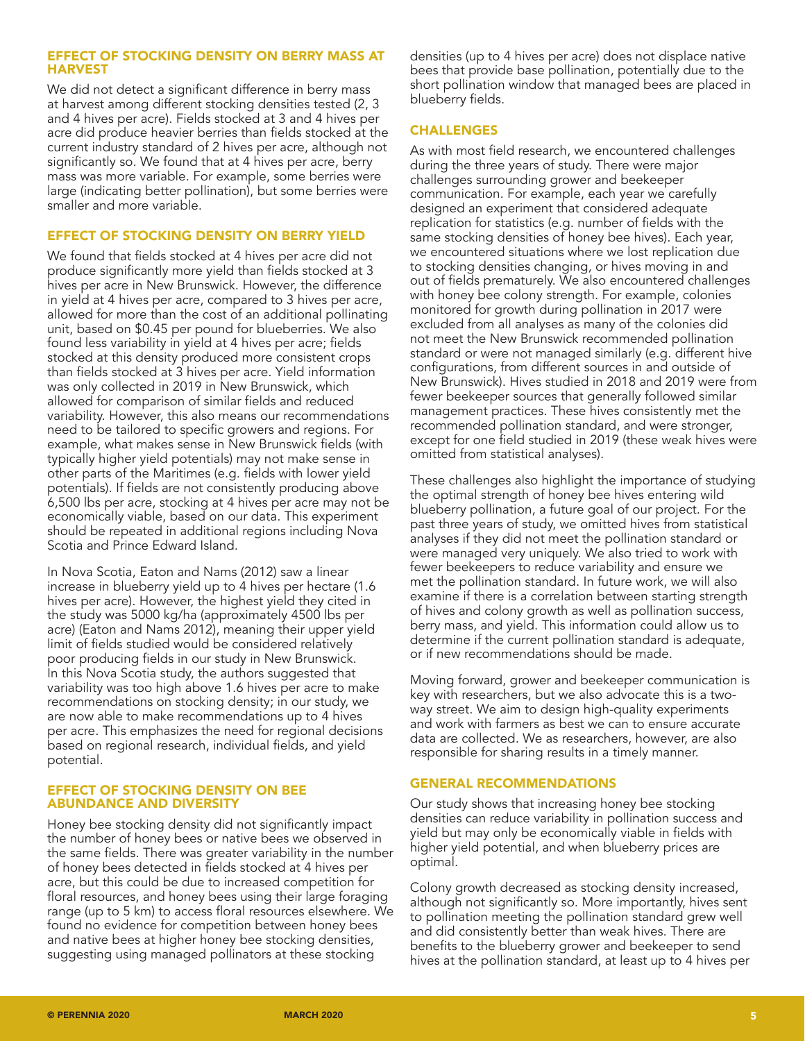## EFFECT OF STOCKING DENSITY ON BERRY MASS AT HARVEST

We did not detect a significant difference in berry mass at harvest among different stocking densities tested (2, 3 and 4 hives per acre). Fields stocked at 3 and 4 hives per acre did produce heavier berries than fields stocked at the current industry standard of 2 hives per acre, although not significantly so. We found that at 4 hives per acre, berry mass was more variable. For example, some berries were large (indicating better pollination), but some berries were smaller and more variable.

## EFFECT OF STOCKING DENSITY ON BERRY YIELD

We found that fields stocked at 4 hives per acre did not produce significantly more yield than fields stocked at 3 hives per acre in New Brunswick. However, the difference in yield at 4 hives per acre, compared to 3 hives per acre, allowed for more than the cost of an additional pollinating unit, based on $0.45 per pound for blueberries. We also found less variability in yield at 4 hives per acre; fields stocked at this density produced more consistent crops than fields stocked at 3 hives per acre. Yield information was only collected in 2019 in New Brunswick, which allowed for comparison of similar fields and reduced variability. However, this also means our recommendations need to be tailored to specific growers and regions. For example, what makes sense in New Brunswick fields (with typically higher yield potentials) may not make sense in other parts of the Maritimes (e.g. fields with lower yield potentials). If fields are not consistently producing above 6,500 lbs per acre, stocking at 4 hives per acre may not be economically viable, based on our data. This experiment should be repeated in additional regions including Nova Scotia and Prince Edward Island.

In Nova Scotia, Eaton and Nams (2012) saw a linear increase in blueberry yield up to 4 hives per hectare (1.6 hives per acre). However, the highest yield they cited in the study was 5000 kg/ha (approximately 4500 lbs per acre) (Eaton and Nams 2012), meaning their upper yield limit of fields studied would be considered relatively poor producing fields in our study in New Brunswick. In this Nova Scotia study, the authors suggested that variability was too high above 1.6 hives per acre to make recommendations on stocking density; in our study, we are now able to make recommendations up to 4 hives per acre. This emphasizes the need for regional decisions based on regional research, individual fields, and yield potential.

## EFFECT OF STOCKING DENSITY ON BEE ABUNDANCE AND DIVERSITY

Honey bee stocking density did not significantly impact the number of honey bees or native bees we observed in the same fields. There was greater variability in the number of honey bees detected in fields stocked at 4 hives per acre, but this could be due to increased competition for floral resources, and honey bees using their large foraging range (up to 5 km) to access floral resources elsewhere. We found no evidence for competition between honey bees and native bees at higher honey bee stocking densities, suggesting using managed pollinators at these stocking densities (up to 4 hives per acre) does not displace native bees that provide base pollination, potentially due to the short pollination window that managed bees are placed in blueberry fields.

## CHALLENGES

As with most field research, we encountered challenges during the three years of study. There were major challenges surrounding grower and beekeeper communication. For example, each year we carefully designed an experiment that considered adequate replication for statistics (e.g. number of fields with the same stocking densities of honey bee hives). Each year, we encountered situations where we lost replication due to stocking densities changing, or hives moving in and out of fields prematurely. We also encountered challenges with honey bee colony strength. For example, colonies monitored for growth during pollination in 2017 were excluded from all analyses as many of the colonies did not meet the New Brunswick recommended pollination standard or were not managed similarly (e.g. different hive configurations, from different sources in and outside of New Brunswick). Hives studied in 2018 and 2019 were from fewer beekeeper sources that generally followed similar management practices. These hives consistently met the recommended pollination standard, and were stronger, except for one field studied in 2019 (these weak hives were omitted from statistical analyses).

These challenges also highlight the importance of studying the optimal strength of honey bee hives entering wild blueberry pollination, a future goal of our project. For the past three years of study, we omitted hives from statistical analyses if they did not meet the pollination standard or were managed very uniquely. We also tried to work with fewer beekeepers to reduce variability and ensure we met the pollination standard. In future work, we will also examine if there is a correlation between starting strength of hives and colony growth as well as pollination success, berry mass, and yield. This information could allow us to determine if the current pollination standard is adequate, or if new recommendations should be made.

Moving forward, grower and beekeeper communication is key with researchers, but we also advocate this is a two-way street. We aim to design high-quality experiments and work with farmers as best we can to ensure accurate data are collected. We as researchers, however, are also responsible for sharing results in a timely manner.

## GENERAL RECOMMENDATIONS

Our study shows that increasing honey bee stocking densities can reduce variability in pollination success and yield but may only be economically viable in fields with higher yield potential, and when blueberry prices are optimal.

Colony growth decreased as stocking density increased, although not significantly so. More importantly, hives sent to pollination meeting the pollination standard grew well and did consistently better than weak hives. There are benefits to the blueberry grower and beekeeper to send hives at the pollination standard, at least up to 4 hives per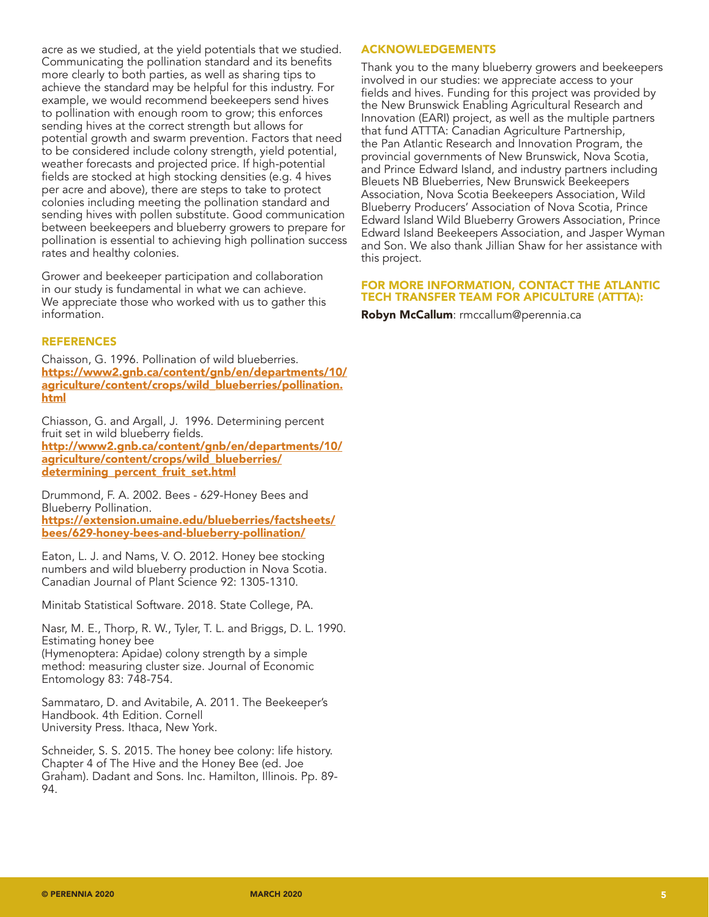acre as we studied, at the yield potentials that we studied. Communicating the pollination standard and its benefits more clearly to both parties, as well as sharing tips to achieve the standard may be helpful for this industry. For example, we would recommend beekeepers send hives to pollination with enough room to grow; this enforces sending hives at the correct strength but allows for potential growth and swarm prevention. Factors that need to be considered include colony strength, yield potential, weather forecasts and projected price. If high-potential fields are stocked at high stocking densities (e.g. 4 hives per acre and above), there are steps to take to protect colonies including meeting the pollination standard and sending hives with pollen substitute. Good communication between beekeepers and blueberry growers to prepare for pollination is essential to achieving high pollination success rates and healthy colonies.

Grower and beekeeper participation and collaboration in our study is fundamental in what we can achieve. We appreciate those who worked with us to gather this information.

## REFERENCES

Chaisson, G. 1996. Pollination of wild blueberries. https://www2.gnb.ca/content/gnb/en/departments/10/agriculture/content/crops/wild_blueberries/pollination.html

Chiasson, G. and Argall, J. 1996. Determining percent fruit set in wild blueberry fields. http://www2.gnb.ca/content/gnb/en/departments/10/agriculture/content/crops/wild_blueberries/determining_percent_fruit_set.html

Drummond, F. A. 2002. Bees - 629-Honey Bees and Blueberry Pollination. https://extension.umaine.edu/blueberries/factsheets/bees/629-honey-bees-and-blueberry-pollination/

Eaton, L. J. and Nams, V. O. 2012. Honey bee stocking numbers and wild blueberry production in Nova Scotia. Canadian Journal of Plant Science 92: 1305-1310.

Minitab Statistical Software. 2018. State College, PA.

Nasr, M. E., Thorp, R. W., Tyler, T. L. and Briggs, D. L. 1990. Estimating honey bee (Hymenoptera: Apidae) colony strength by a simple method: measuring cluster size. Journal of Economic Entomology 83: 748-754.

Sammataro, D. and Avitabile, A. 2011. The Beekeeper's Handbook. 4th Edition. Cornell University Press. Ithaca, New York.

Schneider, S. S. 2015. The honey bee colony: life history. Chapter 4 of The Hive and the Honey Bee (ed. Joe Graham). Dadant and Sons. Inc. Hamilton, Illinois. Pp. 89-94.

## ACKNOWLEDGEMENTS

Thank you to the many blueberry growers and beekeepers involved in our studies: we appreciate access to your fields and hives. Funding for this project was provided by the New Brunswick Enabling Agricultural Research and Innovation (EARI) project, as well as the multiple partners that fund ATTTA: Canadian Agriculture Partnership, the Pan Atlantic Research and Innovation Program, the provincial governments of New Brunswick, Nova Scotia, and Prince Edward Island, and industry partners including Bleuets NB Blueberries, New Brunswick Beekeepers Association, Nova Scotia Beekeepers Association, Wild Blueberry Producers' Association of Nova Scotia, Prince Edward Island Wild Blueberry Growers Association, Prince Edward Island Beekeepers Association, and Jasper Wyman and Son. We also thank Jillian Shaw for her assistance with this project.

## FOR MORE INFORMATION, CONTACT THE ATLANTIC TECH TRANSFER TEAM FOR APICULTURE (ATTTA):

**Robyn McCallum**: rmccallum@perennia.ca